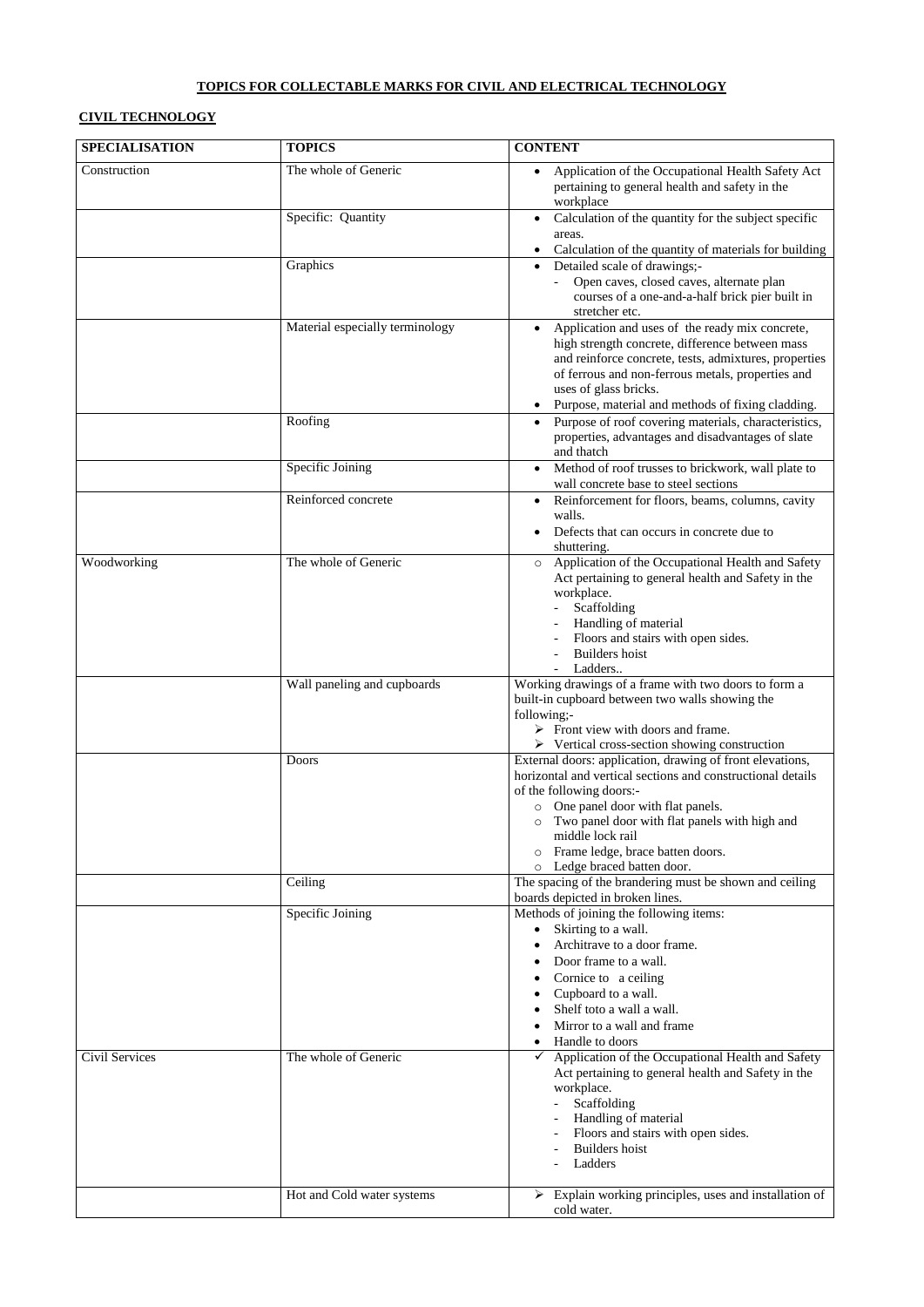**TOPICS FOR COLLECTABLE MARKS FOR CIVIL AND ELECTRICAL TECHNOLOGY**

**CIVIL TECHNOLOGY**

| SPECIALISATION | TOPICS | CONTENT |
|---|---|---|
| Construction | The whole of Generic | • Application of the Occupational Health Safety Act pertaining to general health and safety in the workplace |
| | Specific: Quantity | • Calculation of the quantity for the subject specific areas.<br>• Calculation of the quantity of materials for building |
| | Graphics | • Detailed scale of drawings;-<br>- Open caves, closed caves, alternate plan courses of a one-and-a-half brick pier built in stretcher etc. |
| | Material especially terminology | • Application and uses of the ready mix concrete, high strength concrete, difference between mass and reinforce concrete, tests, admixtures, properties of ferrous and non-ferrous metals, properties and uses of glass bricks.<br>• Purpose, material and methods of fixing cladding. |
| | Roofing | • Purpose of roof covering materials, characteristics, properties, advantages and disadvantages of slate and thatch |
| | Specific Joining | • Method of roof trusses to brickwork, wall plate to wall concrete base to steel sections |
| | Reinforced concrete | • Reinforcement for floors, beams, columns, cavity walls.<br>• Defects that can occurs in concrete due to shuttering. |
| Woodworking | The whole of Generic | ○ Application of the Occupational Health and Safety Act pertaining to general health and Safety in the workplace.<br>- Scaffolding<br>- Handling of material<br>- Floors and stairs with open sides.<br>- Builders hoist<br>- Ladders.. |
| | Wall paneling and cupboards | Working drawings of a frame with two doors to form a built-in cupboard between two walls showing the following;-<br>➢ Front view with doors and frame.<br>➢ Vertical cross-section showing construction |
| | Doors | External doors: application, drawing of front elevations, horizontal and vertical sections and constructional details of the following doors:-<br>○ One panel door with flat panels.<br>○ Two panel door with flat panels with high and middle lock rail<br>○ Frame ledge, brace batten doors.<br>○ Ledge braced batten door. |
| | Ceiling | The spacing of the brandering must be shown and ceiling boards depicted in broken lines. |
| | Specific Joining | Methods of joining the following items:<br>• Skirting to a wall.<br>• Architrave to a door frame.<br>• Door frame to a wall.<br>• Cornice to a ceiling<br>• Cupboard to a wall.<br>• Shelf toto a wall a wall.<br>• Mirror to a wall and frame<br>• Handle to doors |
| Civil Services | The whole of Generic | ✓ Application of the Occupational Health and Safety Act pertaining to general health and Safety in the workplace.<br>- Scaffolding<br>- Handling of material<br>- Floors and stairs with open sides.<br>- Builders hoist<br>- Ladders |
| | Hot and Cold water systems | ➢ Explain working principles, uses and installation of cold water. |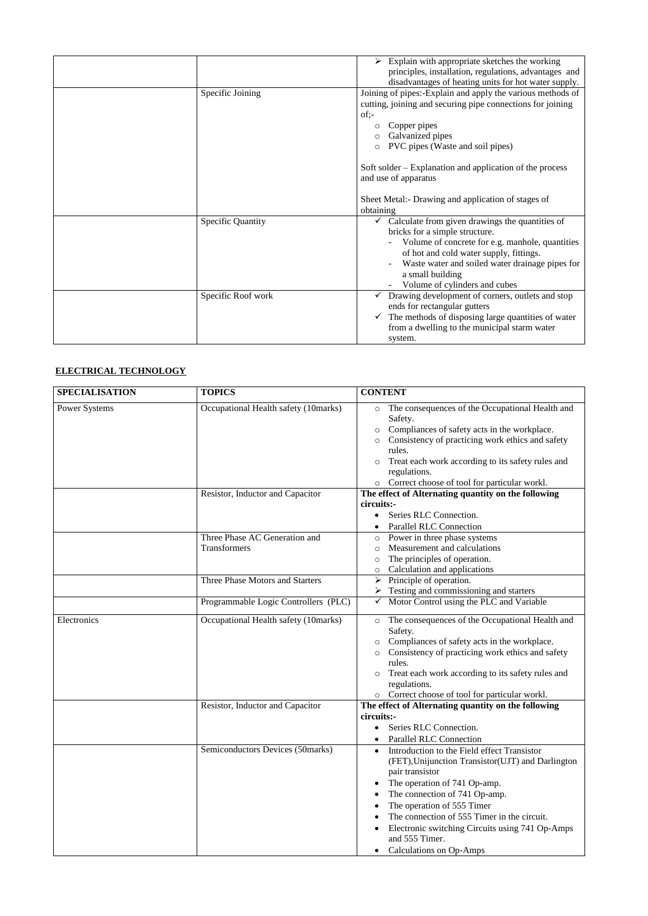| | | |
|---|---|---|
| | | ➢ Explain with appropriate sketches the working principles, installation, regulations, advantages and disadvantages of heating units for hot water supply. |
| | Specific Joining | Joining of pipes:-Explain and apply the various methods of cutting, joining and securing pipe connections for joining of;-<br>○ Copper pipes<br>○ Galvanized pipes<br>○ PVC pipes (Waste and soil pipes)<br><br>Soft solder – Explanation and application of the process and use of apparatus<br><br>Sheet Metal:- Drawing and application of stages of obtaining |
| | Specific Quantity | ✓ Calculate from given drawings the quantities of bricks for a simple structure.<br>- Volume of concrete for e.g. manhole, quantities of hot and cold water supply, fittings.<br>- Waste water and soiled water drainage pipes for a small building<br>- Volume of cylinders and cubes |
| | Specific Roof work | ✓ Drawing development of corners, outlets and stop ends for rectangular gutters<br>✓ The methods of disposing large quantities of water from a dwelling to the municipal starm water system. |

## ELECTRICAL TECHNOLOGY

| SPECIALISATION | TOPICS | CONTENT |
|---|---|---|
| Power Systems | Occupational Health safety (10marks) | ○ The consequences of the Occupational Health and Safety.<br>○ Compliances of safety acts in the workplace.<br>○ Consistency of practicing work ethics and safety rules.<br>○ Treat each work according to its safety rules and regulations.<br>○ Correct choose of tool for particular workl. |
| | Resistor, Inductor and Capacitor | **The effect of Alternating quantity on the following circuits:-**<br>• Series RLC Connection.<br>• Parallel RLC Connection |
| | Three Phase AC Generation and Transformers | ○ Power in three phase systems<br>○ Measurement and calculations<br>○ The principles of operation.<br>○ Calculation and applications |
| | Three Phase Motors and Starters | ➢ Principle of operation.<br>➢ Testing and commissioning and starters |
| | Programmable Logic Controllers (PLC) | ✓ Motor Control using the PLC and Variable |
| Electronics | Occupational Health safety (10marks) | ○ The consequences of the Occupational Health and Safety.<br>○ Compliances of safety acts in the workplace.<br>○ Consistency of practicing work ethics and safety rules.<br>○ Treat each work according to its safety rules and regulations.<br>○ Correct choose of tool for particular workl. |
| | Resistor, Inductor and Capacitor | **The effect of Alternating quantity on the following circuits:-**<br>• Series RLC Connection.<br>• Parallel RLC Connection |
| | Semiconductors Devices (50marks) | • Introduction to the Field effect Transistor (FET),Unijunction Transistor(UJT) and Darlington pair transistor<br>• The operation of 741 Op-amp.<br>• The connection of 741 Op-amp.<br>• The operation of 555 Timer<br>• The connection of 555 Timer in the circuit.<br>• Electronic switching Circuits using 741 Op-Amps and 555 Timer.<br>• Calculations on Op-Amps |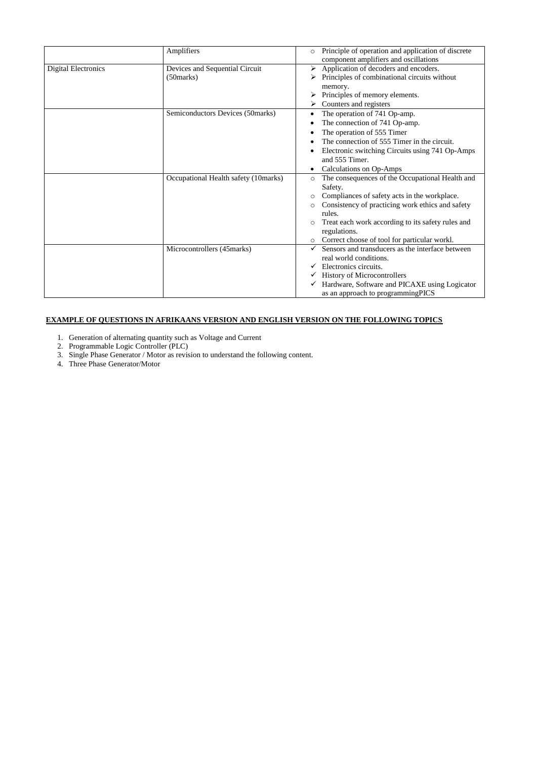| | | |
|---|---|---|
| | Amplifiers | ○ Principle of operation and application of discrete component amplifiers and oscillations |
| Digital Electronics | Devices and Sequential Circuit (50marks) | ➢ Application of decoders and encoders.<br>➢ Principles of combinational circuits without memory.<br>➢ Principles of memory elements.<br>➢ Counters and registers |
| | Semiconductors Devices (50marks) | • The operation of 741 Op-amp.<br>• The connection of 741 Op-amp.<br>• The operation of 555 Timer<br>• The connection of 555 Timer in the circuit.<br>• Electronic switching Circuits using 741 Op-Amps and 555 Timer.<br>• Calculations on Op-Amps |
| | Occupational Health safety (10marks) | ○ The consequences of the Occupational Health and Safety.<br>○ Compliances of safety acts in the workplace.<br>○ Consistency of practicing work ethics and safety rules.<br>○ Treat each work according to its safety rules and regulations.<br>○ Correct choose of tool for particular workl. |
| | Microcontrollers (45marks) | ✓ Sensors and transducers as the interface between real world conditions.<br>✓ Electronics circuits.<br>✓ History of Microcontrollers<br>✓ Hardware, Software and PICAXE using Logicator as an approach to programmingPICS |

**EXAMPLE OF QUESTIONS IN AFRIKAANS VERSION AND ENGLISH VERSION ON THE FOLLOWING TOPICS**

1. Generation of alternating quantity such as Voltage and Current
2. Programmable Logic Controller (PLC)
3. Single Phase Generator / Motor as revision to understand the following content.
4. Three Phase Generator/Motor